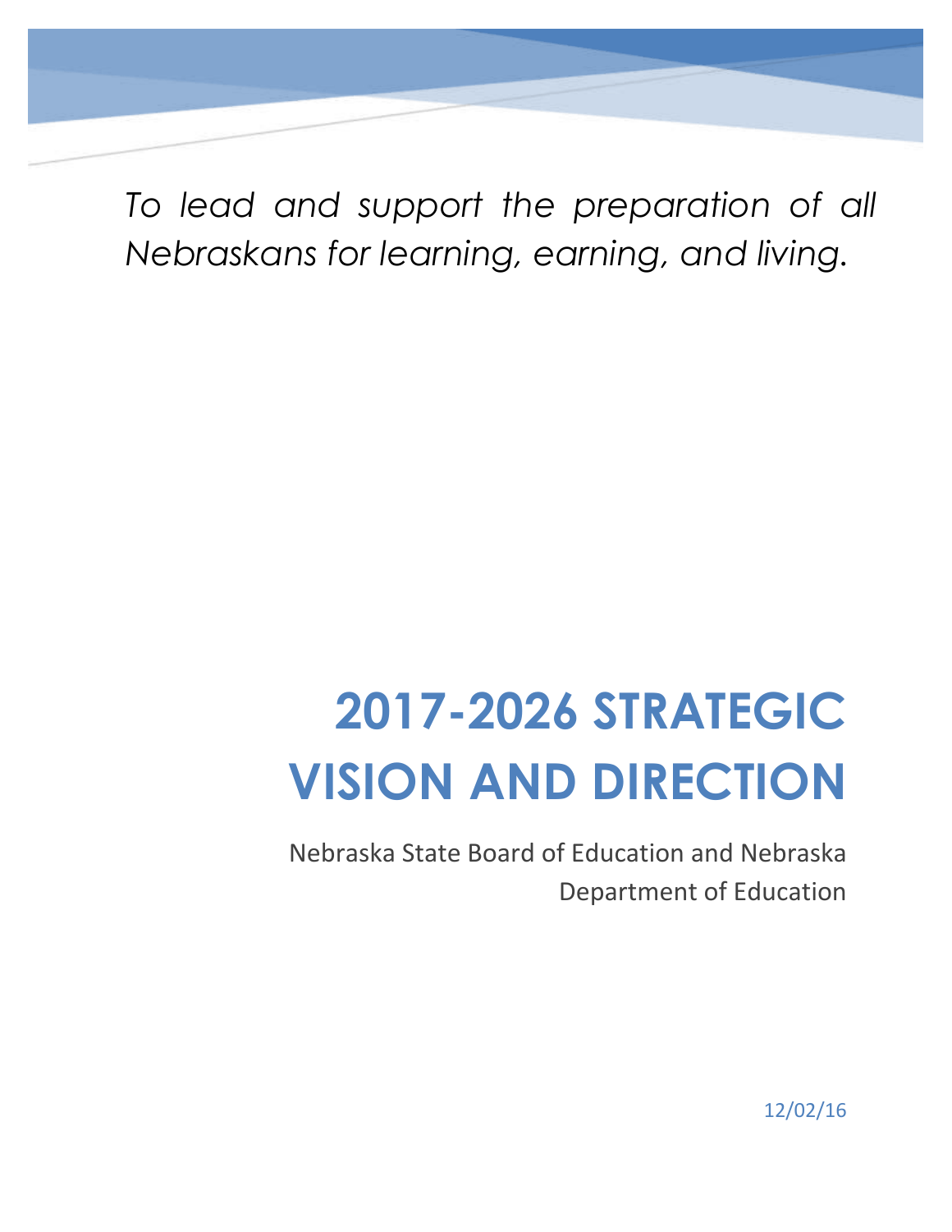*To lead and support the preparation of all Nebraskans for learning, earning, and living.*

# 2017-2026 STRATEGIC VISION AND DIRECTION

Nebraska State Board of Education and Nebraska Department of Education

12/02/16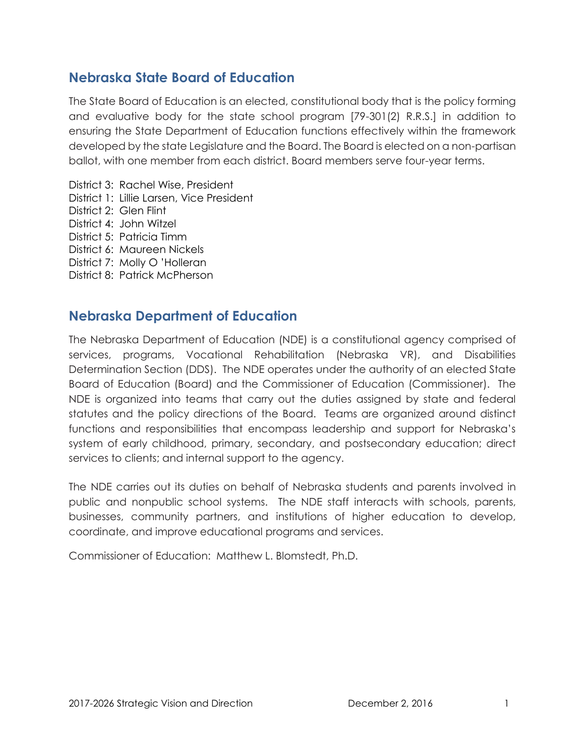## Nebraska State Board of Education

The State Board of Education is an elected, constitutional body that is the policy forming and evaluative body for the state school program [79-301(2) R.R.S.] in addition to ensuring the State Department of Education functions effectively within the framework developed by the state Legislature and the Board. The Board is elected on a non-partisan ballot, with one member from each district. Board members serve four-year terms.

District 3: Rachel Wise, President
District 1: Lillie Larsen, Vice President
District 2: Glen Flint
District 4: John Witzel
District 5: Patricia Timm
District 6: Maureen Nickels
District 7: Molly O 'Holleran
District 8: Patrick McPherson

## Nebraska Department of Education

The Nebraska Department of Education (NDE) is a constitutional agency comprised of services, programs, Vocational Rehabilitation (Nebraska VR), and Disabilities Determination Section (DDS). The NDE operates under the authority of an elected State Board of Education (Board) and the Commissioner of Education (Commissioner). The NDE is organized into teams that carry out the duties assigned by state and federal statutes and the policy directions of the Board. Teams are organized around distinct functions and responsibilities that encompass leadership and support for Nebraska's system of early childhood, primary, secondary, and postsecondary education; direct services to clients; and internal support to the agency.

The NDE carries out its duties on behalf of Nebraska students and parents involved in public and nonpublic school systems. The NDE staff interacts with schools, parents, businesses, community partners, and institutions of higher education to develop, coordinate, and improve educational programs and services.

Commissioner of Education: Matthew L. Blomstedt, Ph.D.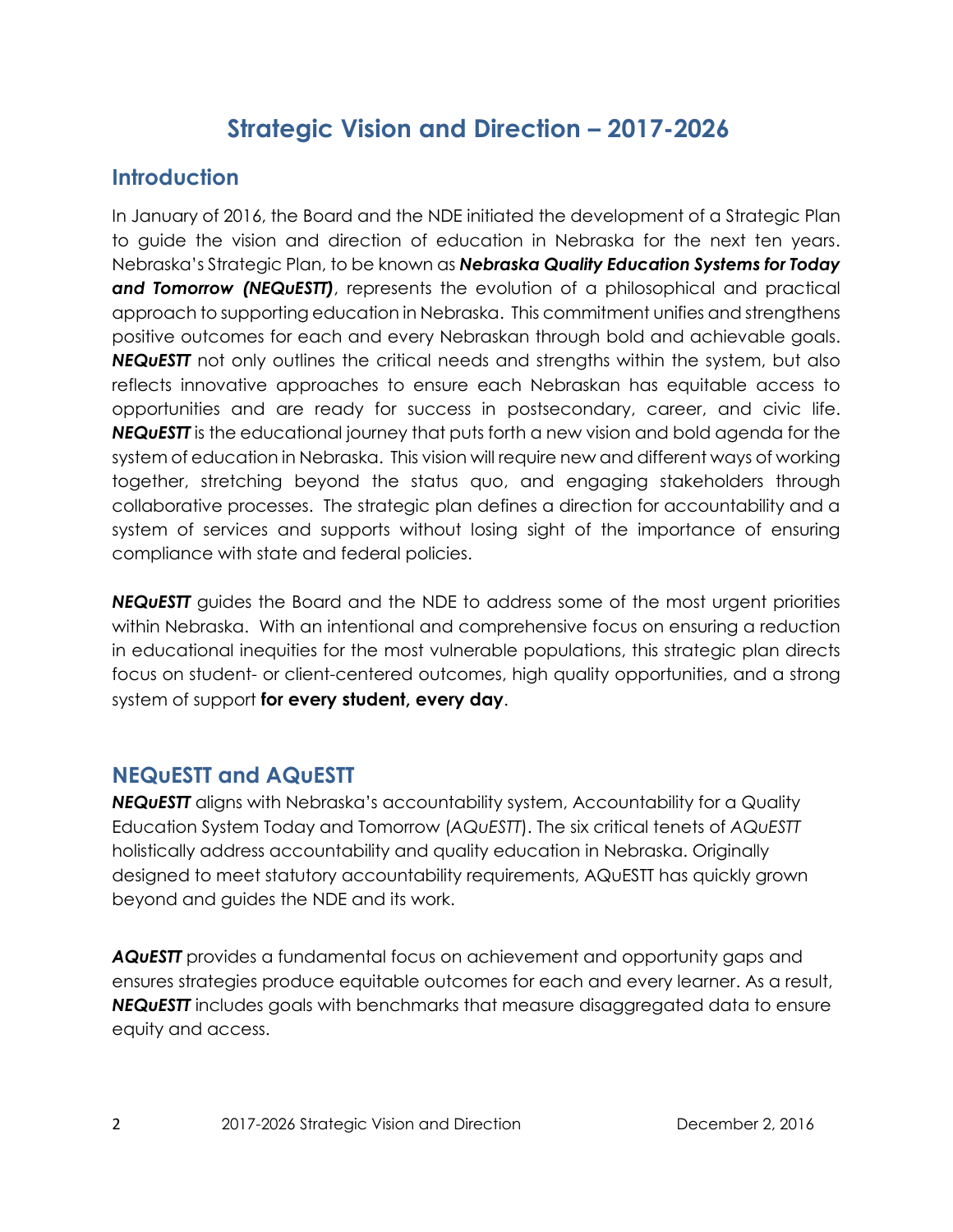# Strategic Vision and Direction – 2017-2026

## Introduction

In January of 2016, the Board and the NDE initiated the development of a Strategic Plan to guide the vision and direction of education in Nebraska for the next ten years. Nebraska's Strategic Plan, to be known as ***Nebraska Quality Education Systems for Today and Tomorrow (NEQuESTT)***, represents the evolution of a philosophical and practical approach to supporting education in Nebraska. This commitment unifies and strengthens positive outcomes for each and every Nebraskan through bold and achievable goals. ***NEQuESTT*** not only outlines the critical needs and strengths within the system, but also reflects innovative approaches to ensure each Nebraskan has equitable access to opportunities and are ready for success in postsecondary, career, and civic life. ***NEQuESTT*** is the educational journey that puts forth a new vision and bold agenda for the system of education in Nebraska. This vision will require new and different ways of working together, stretching beyond the status quo, and engaging stakeholders through collaborative processes. The strategic plan defines a direction for accountability and a system of services and supports without losing sight of the importance of ensuring compliance with state and federal policies.

***NEQuESTT*** guides the Board and the NDE to address some of the most urgent priorities within Nebraska. With an intentional and comprehensive focus on ensuring a reduction in educational inequities for the most vulnerable populations, this strategic plan directs focus on student- or client-centered outcomes, high quality opportunities, and a strong system of support **for every student, every day**.

## NEQuESTT and AQuESTT

***NEQuESTT*** aligns with Nebraska's accountability system, Accountability for a Quality Education System Today and Tomorrow (*AQuESTT*). The six critical tenets of *AQuESTT* holistically address accountability and quality education in Nebraska. Originally designed to meet statutory accountability requirements, AQuESTT has quickly grown beyond and guides the NDE and its work.

***AQuESTT*** provides a fundamental focus on achievement and opportunity gaps and ensures strategies produce equitable outcomes for each and every learner. As a result, ***NEQuESTT*** includes goals with benchmarks that measure disaggregated data to ensure equity and access.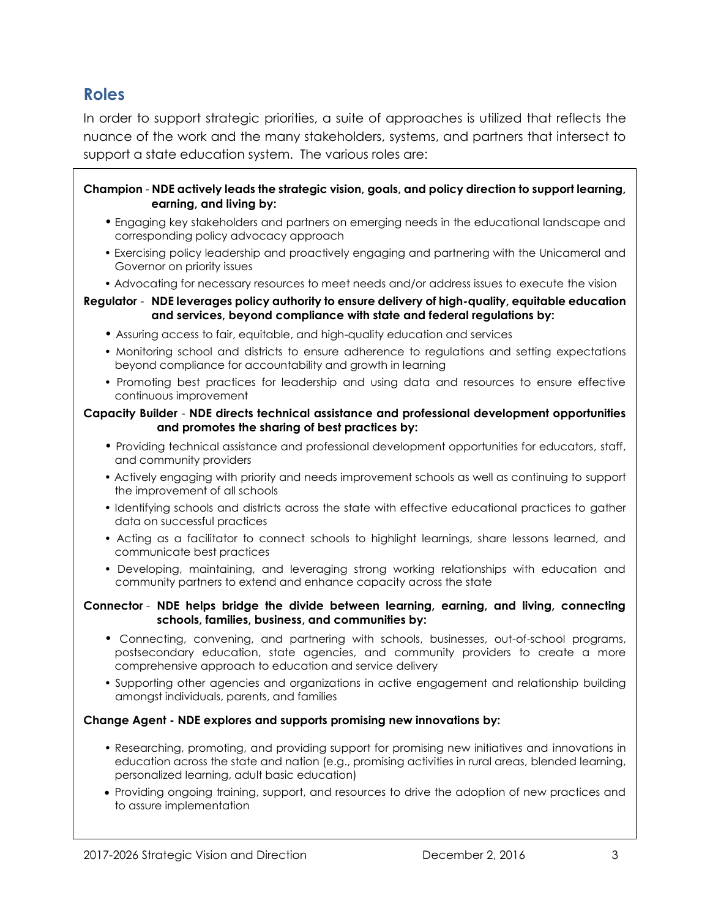## Roles

In order to support strategic priorities, a suite of approaches is utilized that reflects the nuance of the work and the many stakeholders, systems, and partners that intersect to support a state education system. The various roles are:

**Champion** - **NDE actively leads the strategic vision, goals, and policy direction to support learning, earning, and living by:**

- Engaging key stakeholders and partners on emerging needs in the educational landscape and corresponding policy advocacy approach
- Exercising policy leadership and proactively engaging and partnering with the Unicameral and Governor on priority issues
- Advocating for necessary resources to meet needs and/or address issues to execute the vision

**Regulator** - **NDE leverages policy authority to ensure delivery of high-quality, equitable education and services, beyond compliance with state and federal regulations by:**

- Assuring access to fair, equitable, and high-quality education and services
- Monitoring school and districts to ensure adherence to regulations and setting expectations beyond compliance for accountability and growth in learning
- Promoting best practices for leadership and using data and resources to ensure effective continuous improvement

**Capacity Builder** - **NDE directs technical assistance and professional development opportunities and promotes the sharing of best practices by:**

- Providing technical assistance and professional development opportunities for educators, staff, and community providers
- Actively engaging with priority and needs improvement schools as well as continuing to support the improvement of all schools
- Identifying schools and districts across the state with effective educational practices to gather data on successful practices
- Acting as a facilitator to connect schools to highlight learnings, share lessons learned, and communicate best practices
- Developing, maintaining, and leveraging strong working relationships with education and community partners to extend and enhance capacity across the state

**Connector** - **NDE helps bridge the divide between learning, earning, and living, connecting schools, families, business, and communities by:**

- Connecting, convening, and partnering with schools, businesses, out-of-school programs, postsecondary education, state agencies, and community providers to create a more comprehensive approach to education and service delivery
- Supporting other agencies and organizations in active engagement and relationship building amongst individuals, parents, and families

**Change Agent - NDE explores and supports promising new innovations by:**

- Researching, promoting, and providing support for promising new initiatives and innovations in education across the state and nation (e.g., promising activities in rural areas, blended learning, personalized learning, adult basic education)
- Providing ongoing training, support, and resources to drive the adoption of new practices and to assure implementation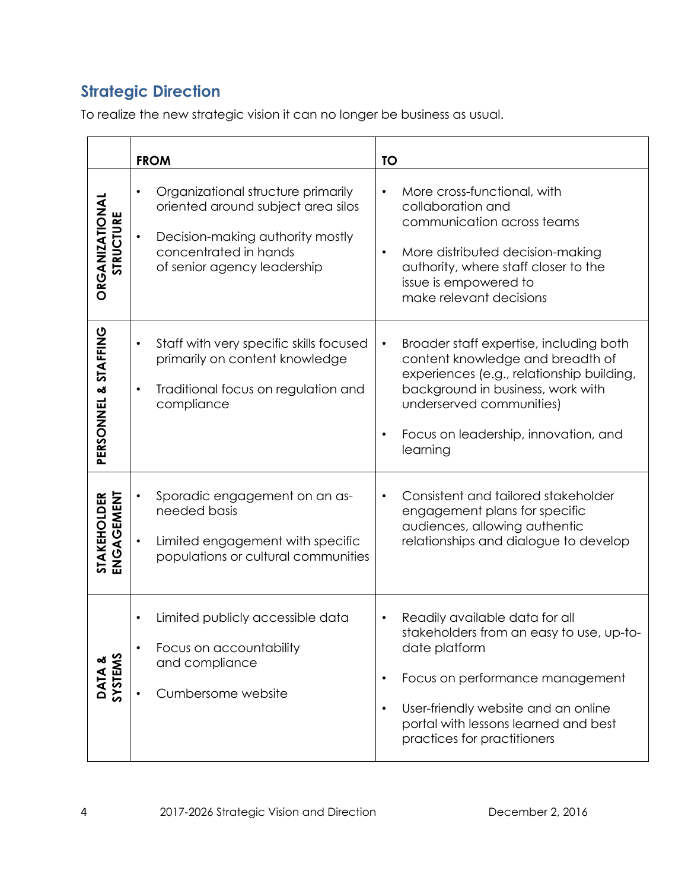## Strategic Direction

To realize the new strategic vision it can no longer be business as usual.

| | **FROM** | **TO** |
|---|---|---|
| **ORGANIZATIONAL STRUCTURE** | • Organizational structure primarily oriented around subject area silos<br>• Decision-making authority mostly concentrated in hands of senior agency leadership | • More cross-functional, with collaboration and communication across teams<br>• More distributed decision-making authority, where staff closer to the issue is empowered to make relevant decisions |
| **PERSONNEL & STAFFING** | • Staff with very specific skills focused primarily on content knowledge<br>• Traditional focus on regulation and compliance | • Broader staff expertise, including both content knowledge and breadth of experiences (e.g., relationship building, background in business, work with underserved communities)<br>• Focus on leadership, innovation, and learning |
| **STAKEHOLDER ENGAGEMENT** | • Sporadic engagement on an as-needed basis<br>• Limited engagement with specific populations or cultural communities | • Consistent and tailored stakeholder engagement plans for specific audiences, allowing authentic relationships and dialogue to develop |
| **DATA & SYSTEMS** | • Limited publicly accessible data<br>• Focus on accountability and compliance<br>• Cumbersome website | • Readily available data for all stakeholders from an easy to use, up-to-date platform<br>• Focus on performance management<br>• User-friendly website and an online portal with lessons learned and best practices for practitioners |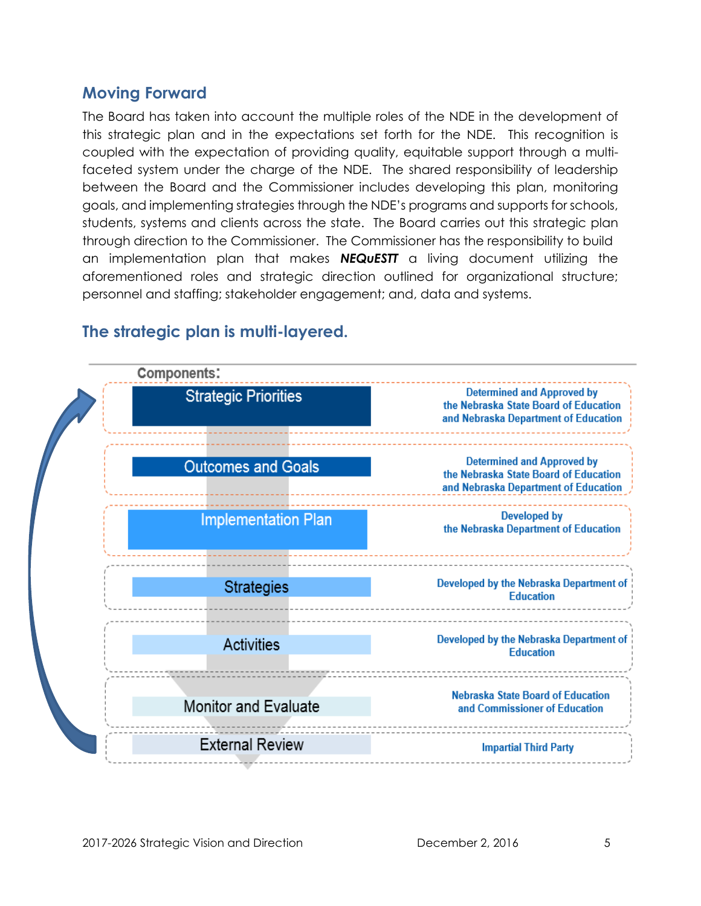## Moving Forward

The Board has taken into account the multiple roles of the NDE in the development of this strategic plan and in the expectations set forth for the NDE. This recognition is coupled with the expectation of providing quality, equitable support through a multi-faceted system under the charge of the NDE. The shared responsibility of leadership between the Board and the Commissioner includes developing this plan, monitoring goals, and implementing strategies through the NDE's programs and supports for schools, students, systems and clients across the state. The Board carries out this strategic plan through direction to the Commissioner. The Commissioner has the responsibility to build an implementation plan that makes ***NEQuESTT*** a living document utilizing the aforementioned roles and strategic direction outlined for organizational structure; personnel and staffing; stakeholder engagement; and, data and systems.

## The strategic plan is multi-layered.

| Components: | |
|---|---|
| Strategic Priorities | Determined and Approved by the Nebraska State Board of Education and Nebraska Department of Education |
| Outcomes and Goals | Determined and Approved by the Nebraska State Board of Education and Nebraska Department of Education |
| Implementation Plan | Developed by the Nebraska Department of Education |
| Strategies | Developed by the Nebraska Department of Education |
| Activities | Developed by the Nebraska Department of Education |
| Monitor and Evaluate | Nebraska State Board of Education and Commissioner of Education |
| External Review | Impartial Third Party |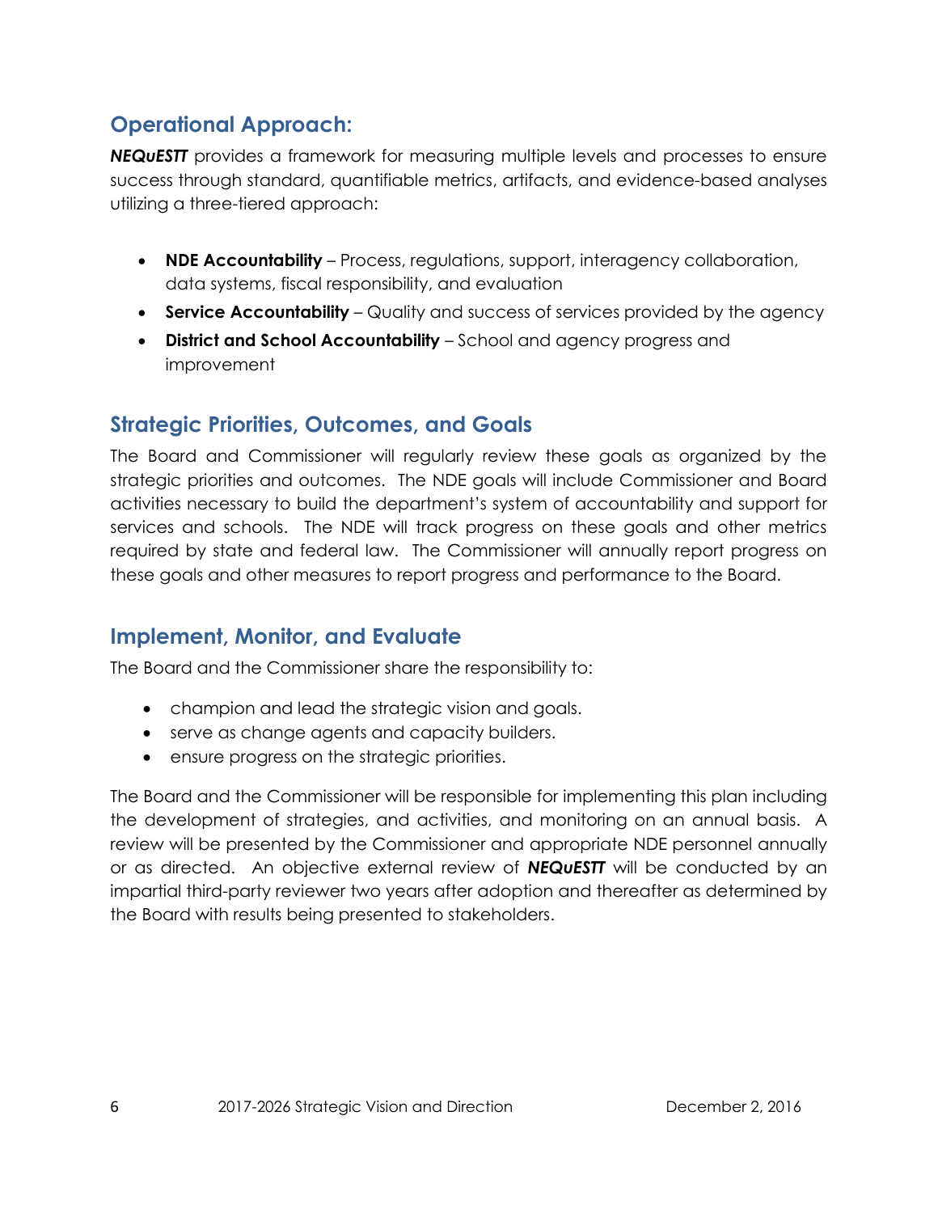## Operational Approach:

***NEQuESTT*** provides a framework for measuring multiple levels and processes to ensure success through standard, quantifiable metrics, artifacts, and evidence-based analyses utilizing a three-tiered approach:

- **NDE Accountability** – Process, regulations, support, interagency collaboration, data systems, fiscal responsibility, and evaluation
- **Service Accountability** – Quality and success of services provided by the agency
- **District and School Accountability** – School and agency progress and improvement

## Strategic Priorities, Outcomes, and Goals

The Board and Commissioner will regularly review these goals as organized by the strategic priorities and outcomes. The NDE goals will include Commissioner and Board activities necessary to build the department's system of accountability and support for services and schools. The NDE will track progress on these goals and other metrics required by state and federal law. The Commissioner will annually report progress on these goals and other measures to report progress and performance to the Board.

## Implement, Monitor, and Evaluate

The Board and the Commissioner share the responsibility to:

- champion and lead the strategic vision and goals.
- serve as change agents and capacity builders.
- ensure progress on the strategic priorities.

The Board and the Commissioner will be responsible for implementing this plan including the development of strategies, and activities, and monitoring on an annual basis. A review will be presented by the Commissioner and appropriate NDE personnel annually or as directed. An objective external review of ***NEQuESTT*** will be conducted by an impartial third-party reviewer two years after adoption and thereafter as determined by the Board with results being presented to stakeholders.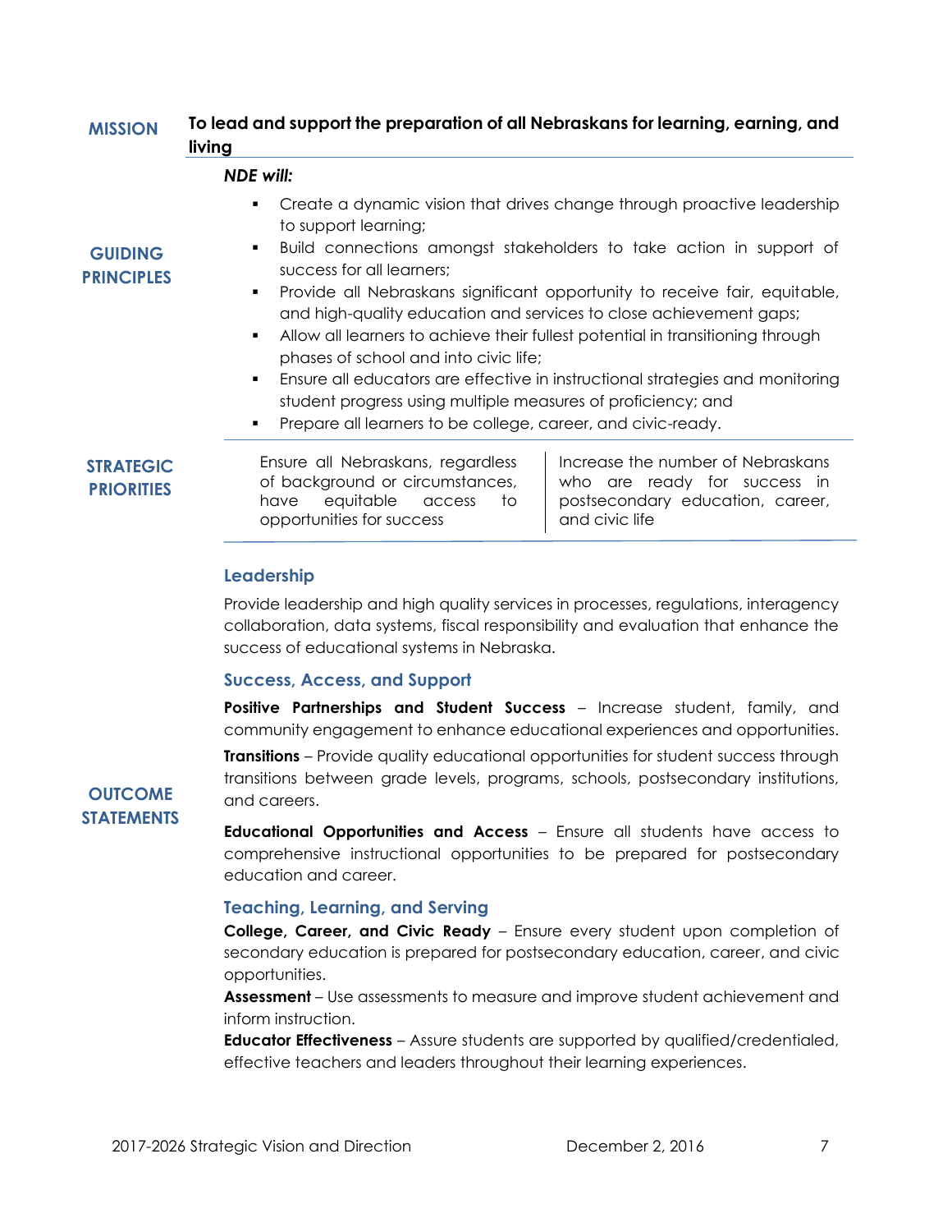## MISSION

**To lead and support the preparation of all Nebraskans for learning, earning, and living**

## GUIDING PRINCIPLES

***NDE will:***

- Create a dynamic vision that drives change through proactive leadership to support learning;
- Build connections amongst stakeholders to take action in support of success for all learners;
- Provide all Nebraskans significant opportunity to receive fair, equitable, and high-quality education and services to close achievement gaps;
- Allow all learners to achieve their fullest potential in transitioning through phases of school and into civic life;
- Ensure all educators are effective in instructional strategies and monitoring student progress using multiple measures of proficiency; and
- Prepare all learners to be college, career, and civic-ready.

## STRATEGIC PRIORITIES

| | |
|---|---|
| Ensure all Nebraskans, regardless of background or circumstances, have equitable access to opportunities for success | Increase the number of Nebraskans who are ready for success in postsecondary education, career, and civic life |

## OUTCOME STATEMENTS

### Leadership

Provide leadership and high quality services in processes, regulations, interagency collaboration, data systems, fiscal responsibility and evaluation that enhance the success of educational systems in Nebraska.

### Success, Access, and Support

**Positive Partnerships and Student Success** – Increase student, family, and community engagement to enhance educational experiences and opportunities.

**Transitions** – Provide quality educational opportunities for student success through transitions between grade levels, programs, schools, postsecondary institutions, and careers.

**Educational Opportunities and Access** – Ensure all students have access to comprehensive instructional opportunities to be prepared for postsecondary education and career.

### Teaching, Learning, and Serving

**College, Career, and Civic Ready** – Ensure every student upon completion of secondary education is prepared for postsecondary education, career, and civic opportunities.

**Assessment** – Use assessments to measure and improve student achievement and inform instruction.

**Educator Effectiveness** – Assure students are supported by qualified/credentialed, effective teachers and leaders throughout their learning experiences.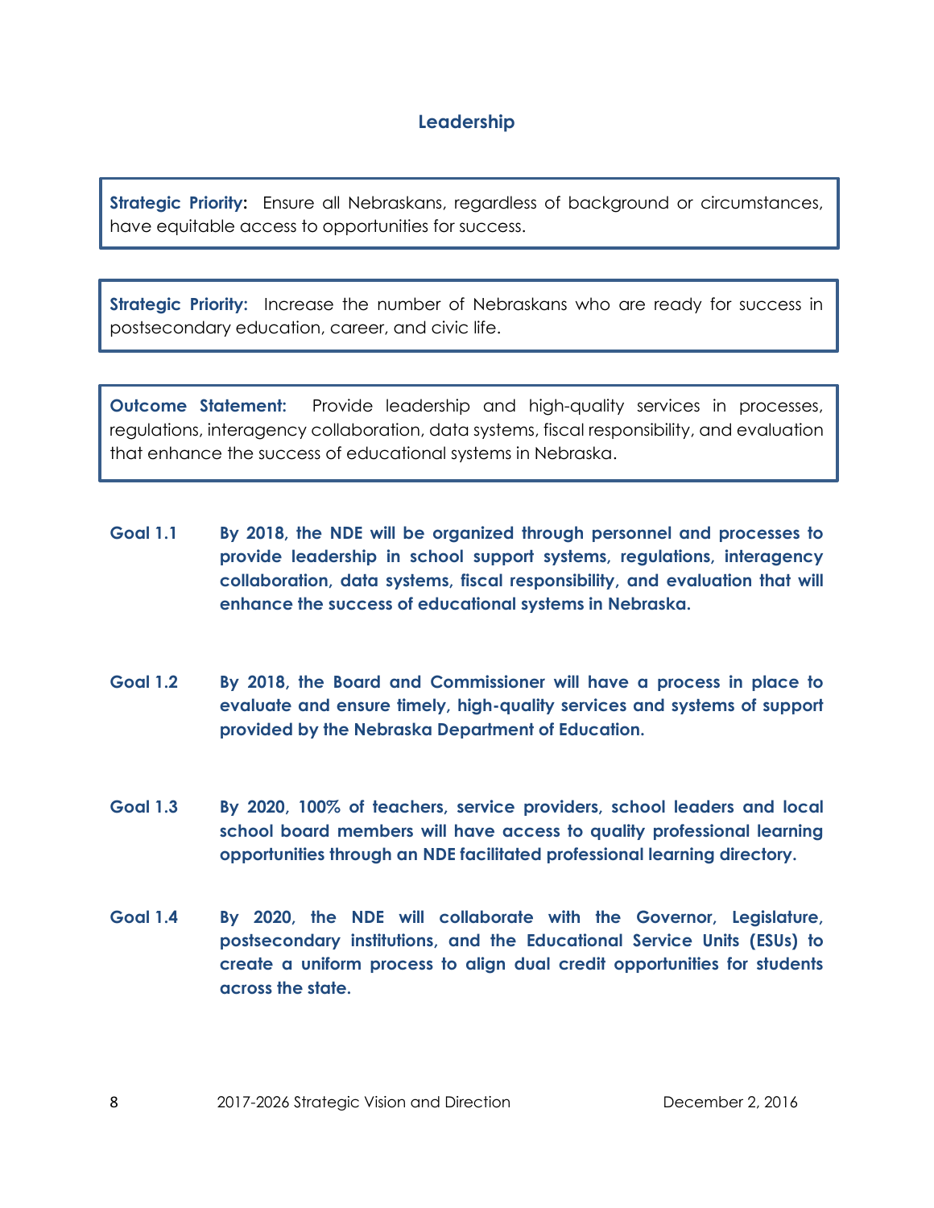## Leadership

**Strategic Priority:** Ensure all Nebraskans, regardless of background or circumstances, have equitable access to opportunities for success.

**Strategic Priority:** Increase the number of Nebraskans who are ready for success in postsecondary education, career, and civic life.

**Outcome Statement:** Provide leadership and high-quality services in processes, regulations, interagency collaboration, data systems, fiscal responsibility, and evaluation that enhance the success of educational systems in Nebraska.

**Goal 1.1** **By 2018, the NDE will be organized through personnel and processes to provide leadership in school support systems, regulations, interagency collaboration, data systems, fiscal responsibility, and evaluation that will enhance the success of educational systems in Nebraska.**

**Goal 1.2** **By 2018, the Board and Commissioner will have a process in place to evaluate and ensure timely, high-quality services and systems of support provided by the Nebraska Department of Education.**

**Goal 1.3** **By 2020, 100% of teachers, service providers, school leaders and local school board members will have access to quality professional learning opportunities through an NDE facilitated professional learning directory.**

**Goal 1.4** **By 2020, the NDE will collaborate with the Governor, Legislature, postsecondary institutions, and the Educational Service Units (ESUs) to create a uniform process to align dual credit opportunities for students across the state.**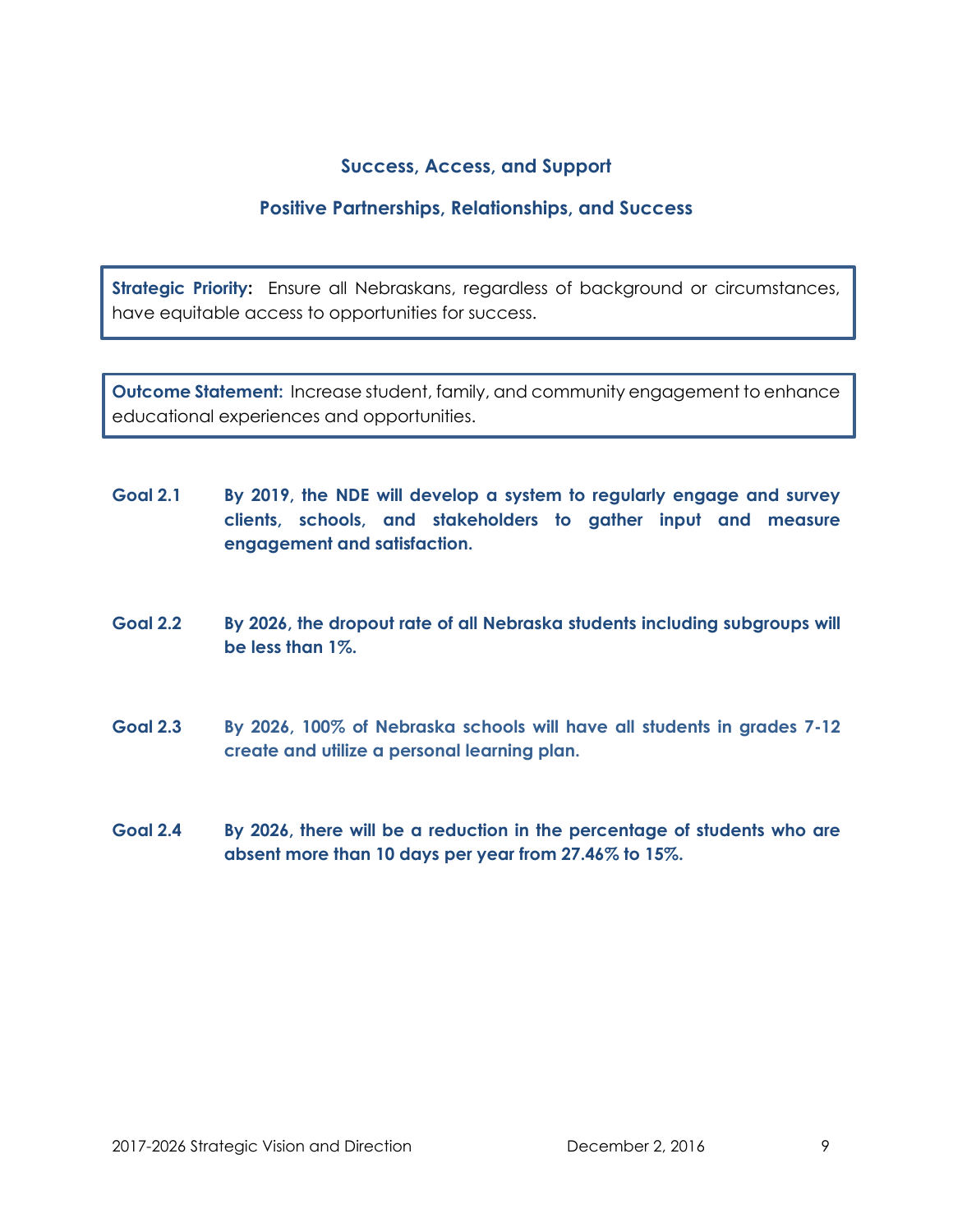## Success, Access, and Support

### Positive Partnerships, Relationships, and Success

**Strategic Priority:** Ensure all Nebraskans, regardless of background or circumstances, have equitable access to opportunities for success.

**Outcome Statement:** Increase student, family, and community engagement to enhance educational experiences and opportunities.

**Goal 2.1** **By 2019, the NDE will develop a system to regularly engage and survey clients, schools, and stakeholders to gather input and measure engagement and satisfaction.**

**Goal 2.2** **By 2026, the dropout rate of all Nebraska students including subgroups will be less than 1%.**

**Goal 2.3** **By 2026, 100% of Nebraska schools will have all students in grades 7-12 create and utilize a personal learning plan.**

**Goal 2.4** **By 2026, there will be a reduction in the percentage of students who are absent more than 10 days per year from 27.46% to 15%.**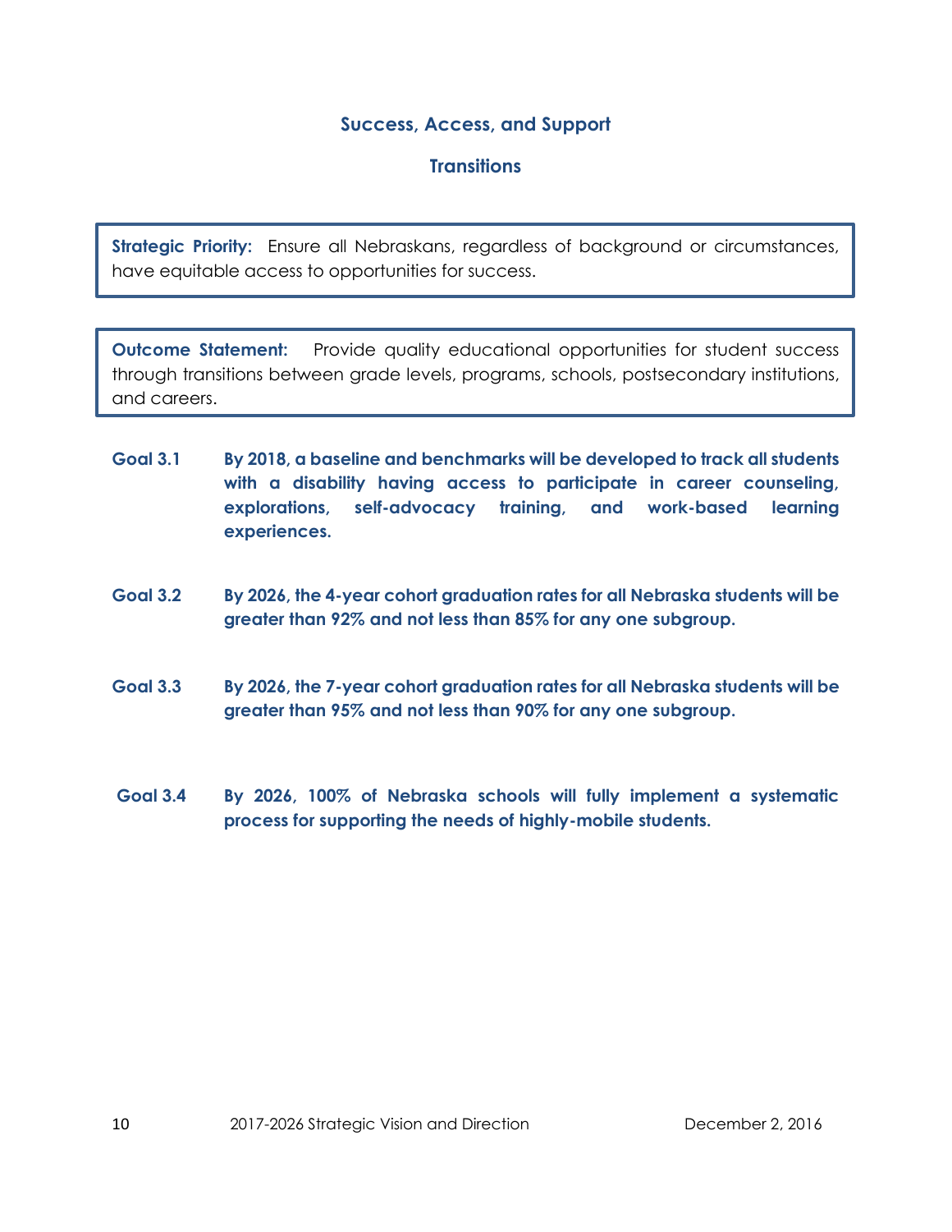## Success, Access, and Support

### Transitions

**Strategic Priority:** Ensure all Nebraskans, regardless of background or circumstances, have equitable access to opportunities for success.

**Outcome Statement:** Provide quality educational opportunities for student success through transitions between grade levels, programs, schools, postsecondary institutions, and careers.

**Goal 3.1** **By 2018, a baseline and benchmarks will be developed to track all students with a disability having access to participate in career counseling, explorations, self-advocacy training, and work-based learning experiences.**

**Goal 3.2** **By 2026, the 4-year cohort graduation rates for all Nebraska students will be greater than 92% and not less than 85% for any one subgroup.**

**Goal 3.3** **By 2026, the 7-year cohort graduation rates for all Nebraska students will be greater than 95% and not less than 90% for any one subgroup.**

**Goal 3.4** **By 2026, 100% of Nebraska schools will fully implement a systematic process for supporting the needs of highly-mobile students.**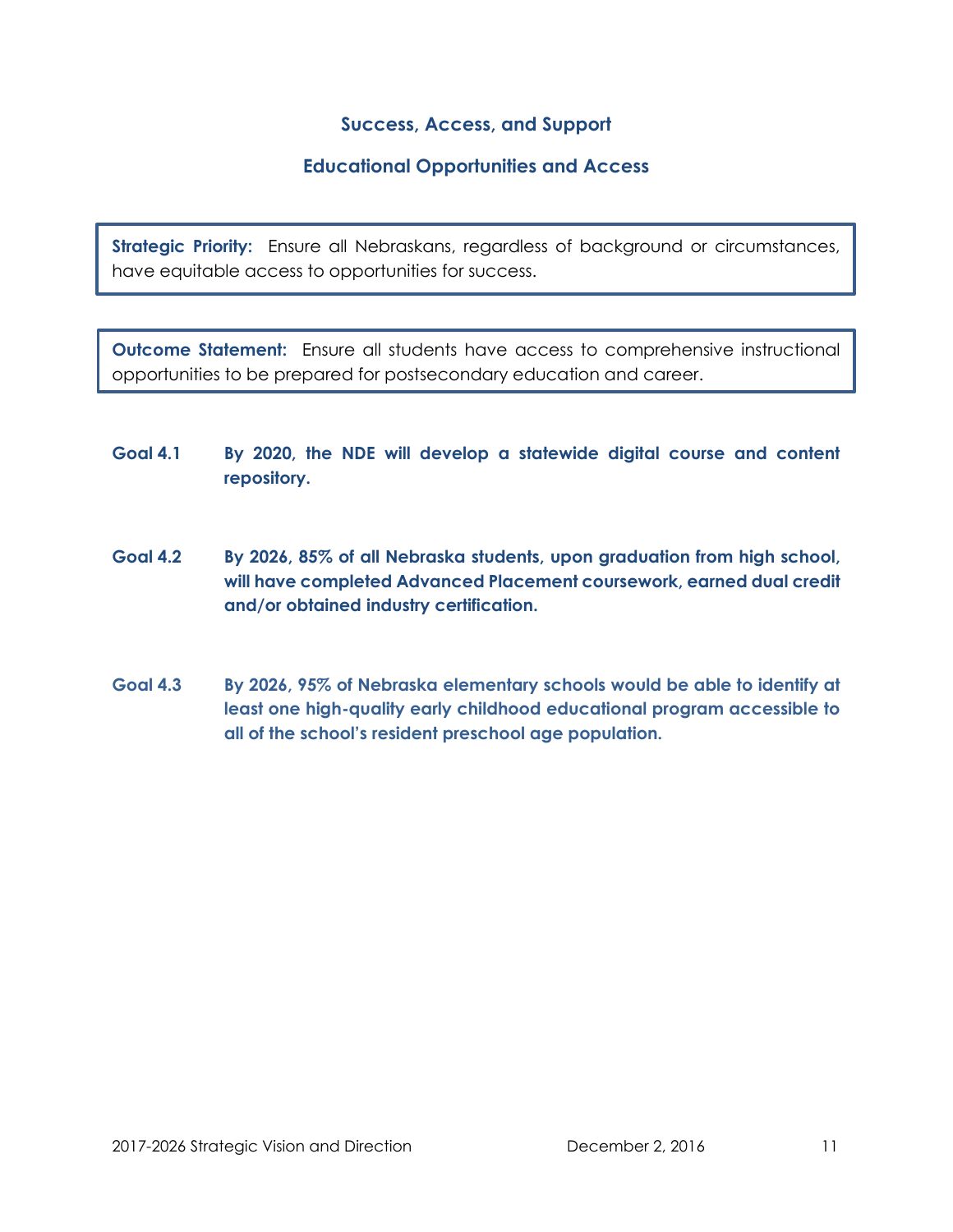## Success, Access, and Support

### Educational Opportunities and Access

**Strategic Priority:** Ensure all Nebraskans, regardless of background or circumstances, have equitable access to opportunities for success.

**Outcome Statement:** Ensure all students have access to comprehensive instructional opportunities to be prepared for postsecondary education and career.

**Goal 4.1** **By 2020, the NDE will develop a statewide digital course and content repository.**

**Goal 4.2** **By 2026, 85% of all Nebraska students, upon graduation from high school, will have completed Advanced Placement coursework, earned dual credit and/or obtained industry certification.**

**Goal 4.3** **By 2026, 95% of Nebraska elementary schools would be able to identify at least one high-quality early childhood educational program accessible to all of the school's resident preschool age population.**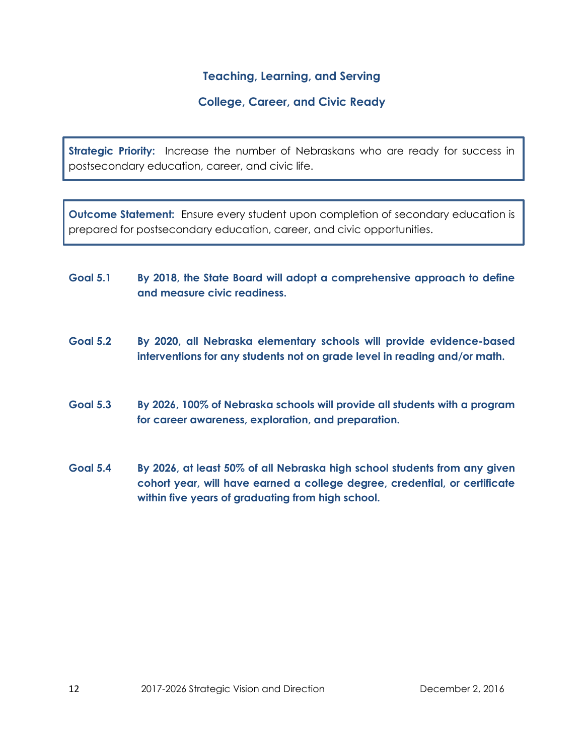## Teaching, Learning, and Serving

## College, Career, and Civic Ready

**Strategic Priority:** Increase the number of Nebraskans who are ready for success in postsecondary education, career, and civic life.

**Outcome Statement:** Ensure every student upon completion of secondary education is prepared for postsecondary education, career, and civic opportunities.

**Goal 5.1** **By 2018, the State Board will adopt a comprehensive approach to define and measure civic readiness.**

**Goal 5.2** **By 2020, all Nebraska elementary schools will provide evidence-based interventions for any students not on grade level in reading and/or math.**

**Goal 5.3** **By 2026, 100% of Nebraska schools will provide all students with a program for career awareness, exploration, and preparation.**

**Goal 5.4** **By 2026, at least 50% of all Nebraska high school students from any given cohort year, will have earned a college degree, credential, or certificate within five years of graduating from high school.**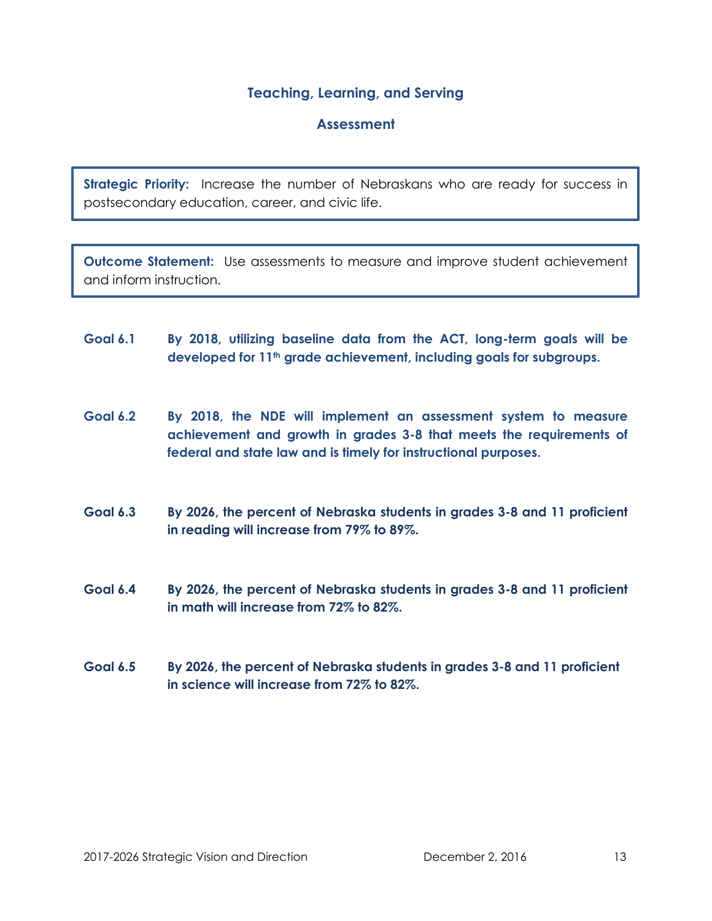## Teaching, Learning, and Serving

### Assessment

**Strategic Priority:** Increase the number of Nebraskans who are ready for success in postsecondary education, career, and civic life.

**Outcome Statement:** Use assessments to measure and improve student achievement and inform instruction.

**Goal 6.1** **By 2018, utilizing baseline data from the ACT, long-term goals will be developed for 11th grade achievement, including goals for subgroups.**

**Goal 6.2** **By 2018, the NDE will implement an assessment system to measure achievement and growth in grades 3-8 that meets the requirements of federal and state law and is timely for instructional purposes.**

**Goal 6.3** **By 2026, the percent of Nebraska students in grades 3-8 and 11 proficient in reading will increase from 79% to 89%.**

**Goal 6.4** **By 2026, the percent of Nebraska students in grades 3-8 and 11 proficient in math will increase from 72% to 82%.**

**Goal 6.5** **By 2026, the percent of Nebraska students in grades 3-8 and 11 proficient in science will increase from 72% to 82%.**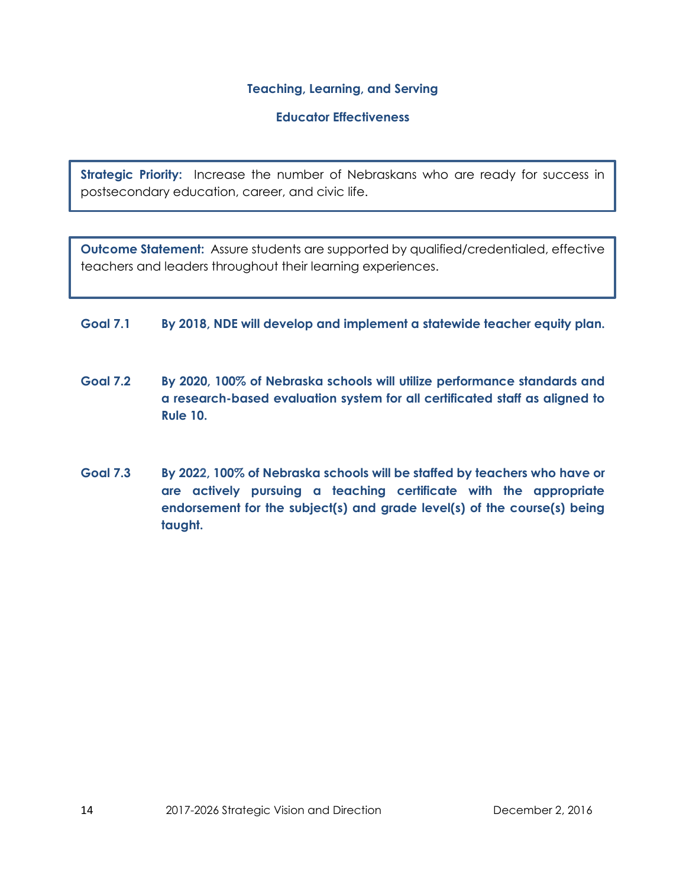## Teaching, Learning, and Serving

### Educator Effectiveness

**Strategic Priority:** Increase the number of Nebraskans who are ready for success in postsecondary education, career, and civic life.

**Outcome Statement:** Assure students are supported by qualified/credentialed, effective teachers and leaders throughout their learning experiences.

**Goal 7.1 By 2018, NDE will develop and implement a statewide teacher equity plan.**

**Goal 7.2 By 2020, 100% of Nebraska schools will utilize performance standards and a research-based evaluation system for all certificated staff as aligned to Rule 10.**

**Goal 7.3 By 2022, 100% of Nebraska schools will be staffed by teachers who have or are actively pursuing a teaching certificate with the appropriate endorsement for the subject(s) and grade level(s) of the course(s) being taught.**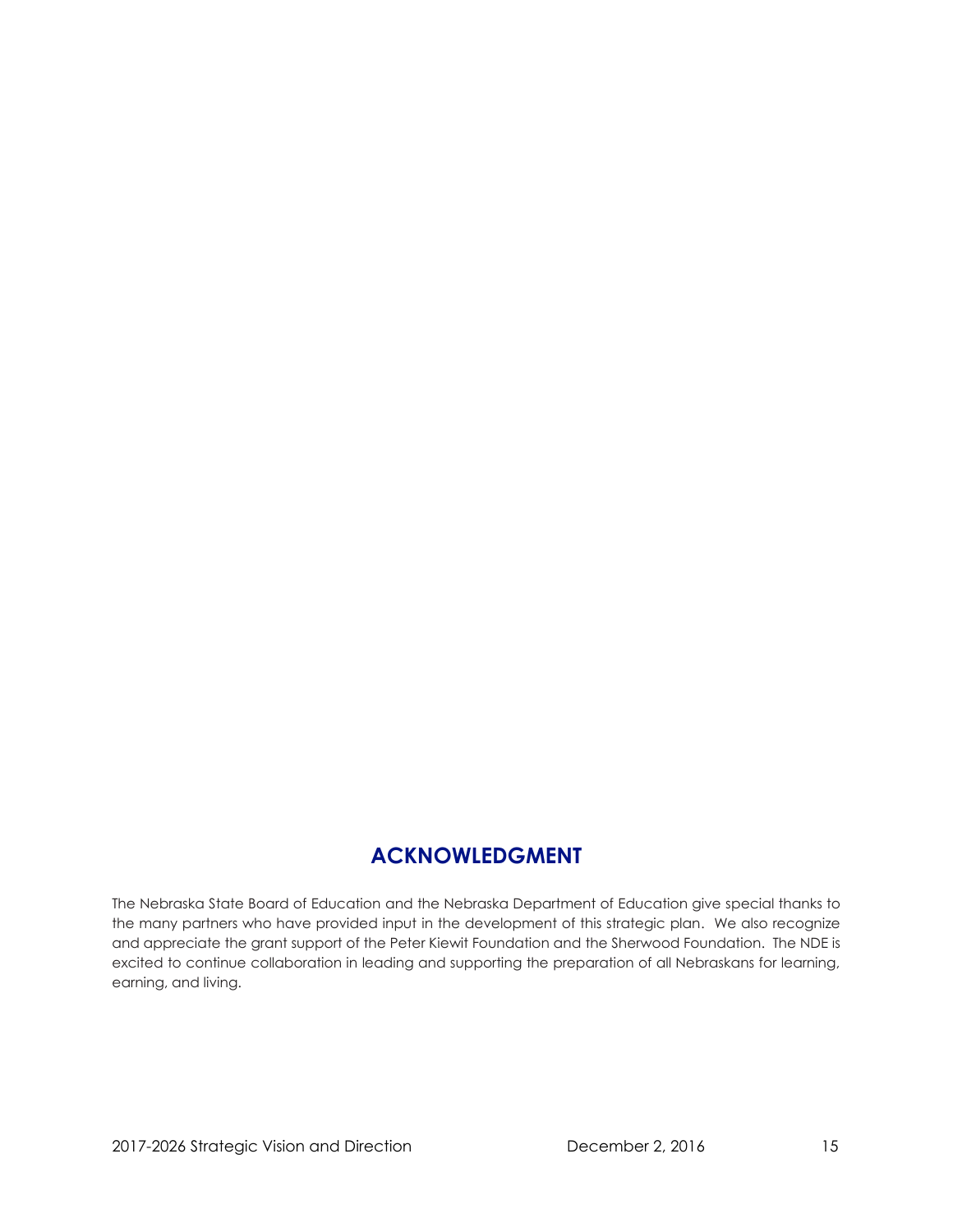## ACKNOWLEDGMENT

The Nebraska State Board of Education and the Nebraska Department of Education give special thanks to the many partners who have provided input in the development of this strategic plan. We also recognize and appreciate the grant support of the Peter Kiewit Foundation and the Sherwood Foundation. The NDE is excited to continue collaboration in leading and supporting the preparation of all Nebraskans for learning, earning, and living.